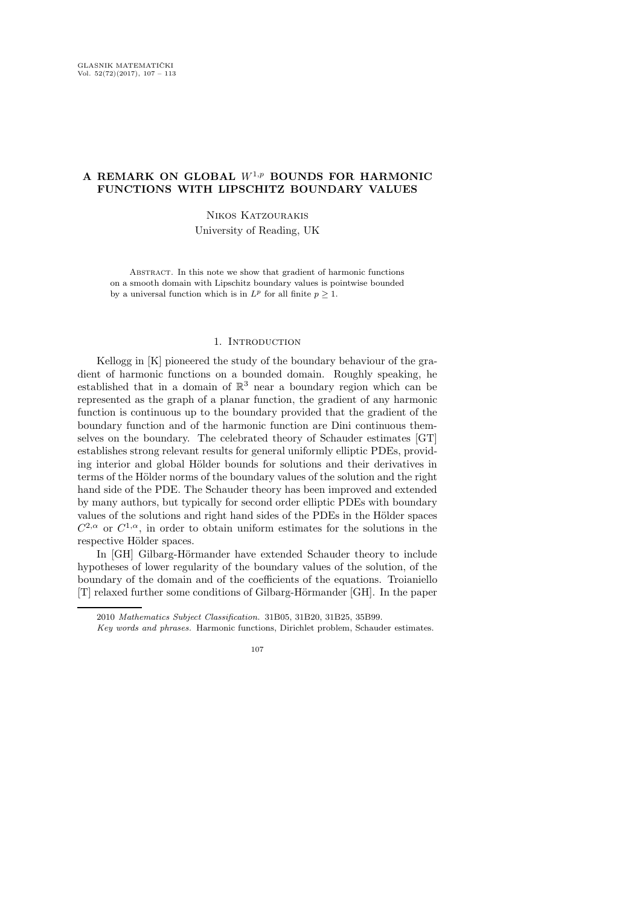# A REMARK ON GLOBAL $W^{1,p}$ BOUNDS FOR HARMONIC FUNCTIONS WITH LIPSCHITZ BOUNDARY VALUES

Nikos Katzourakis

University of Reading, UK

Abstract. In this note we show that gradient of harmonic functions on a smooth domain with Lipschitz boundary values is pointwise bounded by a universal function which is in $L^p$ for all finite $p \geq 1$.

## 1. Introduction

Kellogg in [K] pioneered the study of the boundary behaviour of the gradient of harmonic functions on a bounded domain. Roughly speaking, he established that in a domain of $\mathbb{R}^3$ near a boundary region which can be represented as the graph of a planar function, the gradient of any harmonic function is continuous up to the boundary provided that the gradient of the boundary function and of the harmonic function are Dini continuous themselves on the boundary. The celebrated theory of Schauder estimates [GT] establishes strong relevant results for general uniformly elliptic PDEs, providing interior and global Hölder bounds for solutions and their derivatives in terms of the Hölder norms of the boundary values of the solution and the right hand side of the PDE. The Schauder theory has been improved and extended by many authors, but typically for second order elliptic PDEs with boundary values of the solutions and right hand sides of the PDEs in the Hölder spaces $C^{2,\alpha}$ or $C^{1,\alpha}$, in order to obtain uniform estimates for the solutions in the respective Hölder spaces.

In [GH] Gilbarg-Hörmander have extended Schauder theory to include hypotheses of lower regularity of the boundary values of the solution, of the boundary of the domain and of the coefficients of the equations. Troianiello [T] relaxed further some conditions of Gilbarg-Hörmander [GH]. In the paper

2010 *Mathematics Subject Classification.* 31B05, 31B20, 31B25, 35B99.

*Key words and phrases.* Harmonic functions, Dirichlet problem, Schauder estimates.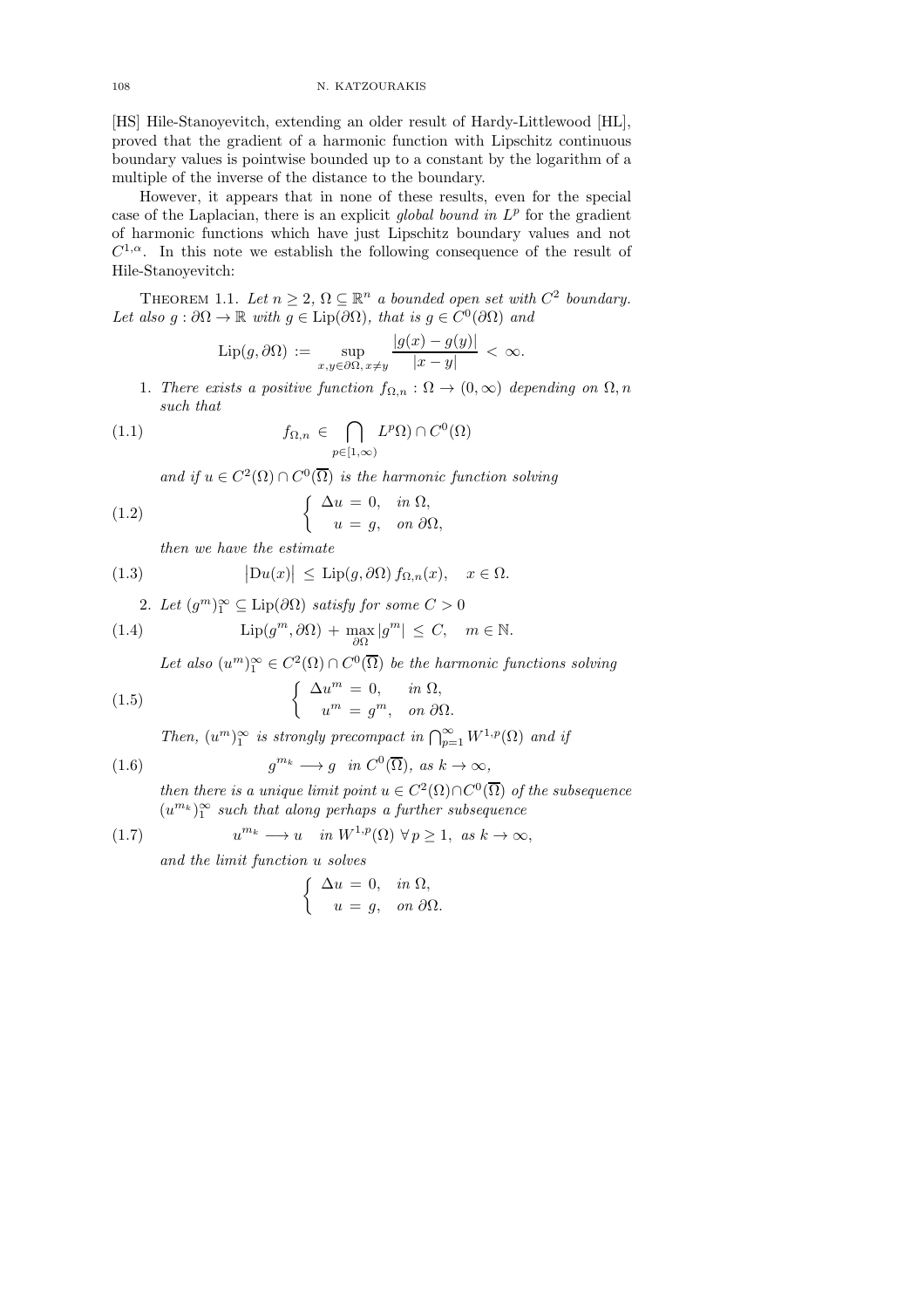[HS] Hile-Stanoyevitch, extending an older result of Hardy-Littlewood [HL], proved that the gradient of a harmonic function with Lipschitz continuous boundary values is pointwise bounded up to a constant by the logarithm of a multiple of the inverse of the distance to the boundary.

However, it appears that in none of these results, even for the special case of the Laplacian, there is an explicit *global bound in* $L^p$ for the gradient of harmonic functions which have just Lipschitz boundary values and not $C^{1,\alpha}$. In this note we establish the following consequence of the result of Hile-Stanoyevitch:

THEOREM 1.1. *Let $n \geq 2$, $\Omega \subseteq \mathbb{R}^n$ a bounded open set with $C^2$ boundary. Let also $g : \partial\Omega \to \mathbb{R}$ with $g \in \mathrm{Lip}(\partial\Omega)$, that is $g \in C^0(\partial\Omega)$ and*

$$\mathrm{Lip}(g, \partial\Omega) := \sup_{x,y \in \partial\Omega,\, x \neq y} \frac{|g(x) - g(y)|}{|x - y|} < \infty.$$

1. *There exists a positive function $f_{\Omega,n} : \Omega \to (0, \infty)$ depending on $\Omega, n$ such that*

$$f_{\Omega,n} \in \bigcap_{p \in [1,\infty)} L^p\Omega) \cap C^0(\Omega) \tag{1.1}$$

*and if $u \in C^2(\Omega) \cap C^0(\overline{\Omega})$ is the harmonic function solving*

$$\left\{ \begin{array}{rl} \Delta u = 0, & \text{in } \Omega, \\ u = g, & \text{on } \partial\Omega, \end{array} \right. \tag{1.2}$$

*then we have the estimate*

$$\big|\mathrm{D}u(x)\big| \leq \mathrm{Lip}(g, \partial\Omega)\, f_{\Omega,n}(x), \quad x \in \Omega. \tag{1.3}$$

2. *Let $(g^m)_1^\infty \subseteq \mathrm{Lip}(\partial\Omega)$ satisfy for some $C > 0$*

$$\mathrm{Lip}(g^m, \partial\Omega) + \max_{\partial\Omega} |g^m| \leq C, \quad m \in \mathbb{N}. \tag{1.4}$$

*Let also $(u^m)_1^\infty \in C^2(\Omega) \cap C^0(\overline{\Omega})$ be the harmonic functions solving*

$$\left\{ \begin{array}{rl} \Delta u^m = 0, & \text{in } \Omega, \\ u^m = g^m, & \text{on } \partial\Omega. \end{array} \right. \tag{1.5}$$

*Then, $(u^m)_1^\infty$ is strongly precompact in $\bigcap_{p=1}^\infty W^{1,p}(\Omega)$ and if*

$$g^{m_k} \longrightarrow g \quad \text{in } C^0(\overline{\Omega}), \text{ as } k \to \infty, \tag{1.6}$$

*then there is a unique limit point $u \in C^2(\Omega) \cap C^0(\overline{\Omega})$ of the subsequence $(u^{m_k})_1^\infty$ such that along perhaps a further subsequence*

$$u^{m_k} \longrightarrow u \quad \text{in } W^{1,p}(\Omega)\ \forall\, p \geq 1, \text{ as } k \to \infty, \tag{1.7}$$

*and the limit function $u$ solves*

$$\left\{ \begin{array}{rl} \Delta u = 0, & \text{in } \Omega, \\ u = g, & \text{on } \partial\Omega. \end{array} \right.$$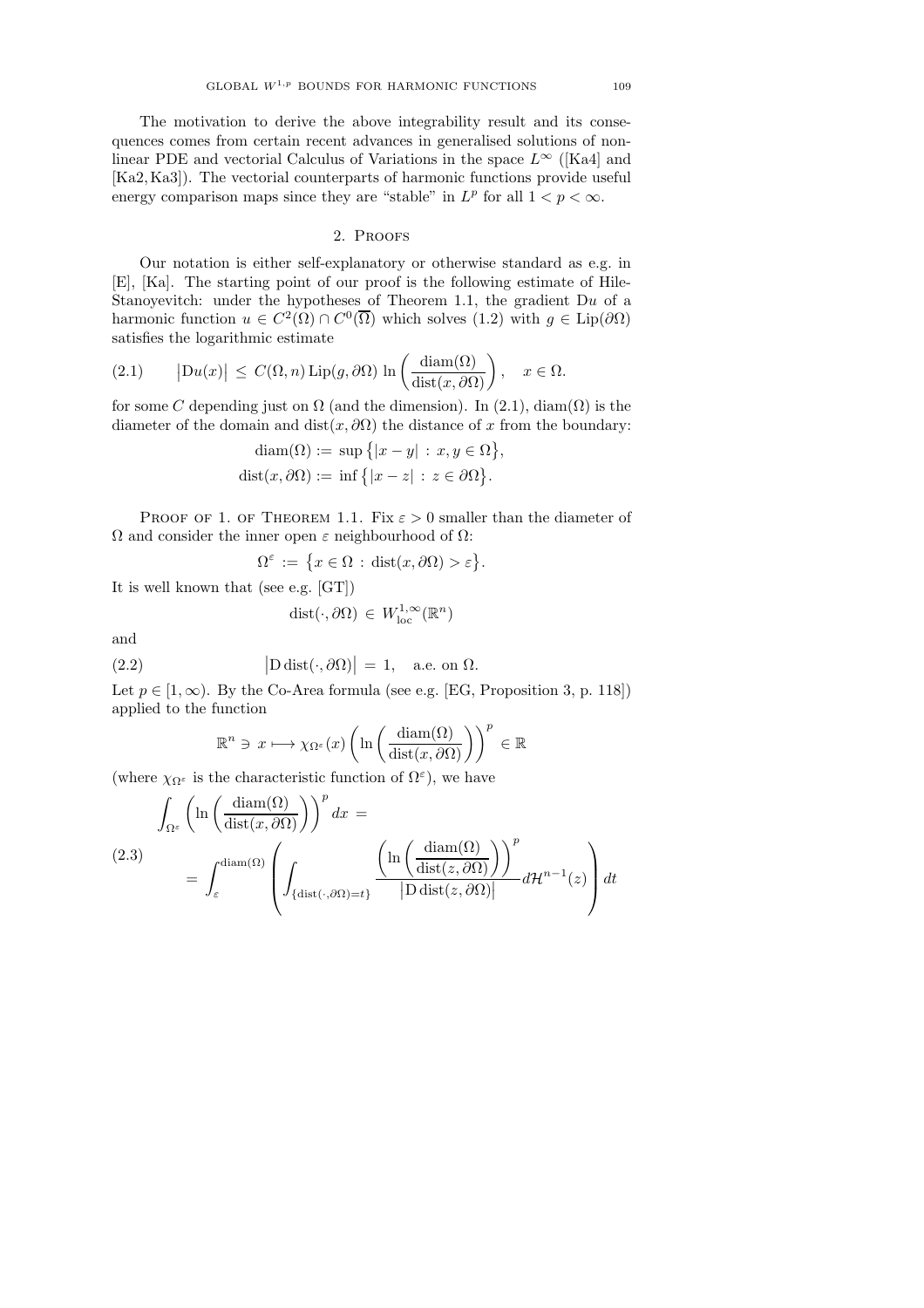The motivation to derive the above integrability result and its consequences comes from certain recent advances in generalised solutions of nonlinear PDE and vectorial Calculus of Variations in the space $L^\infty$ ([Ka4] and [Ka2, Ka3]). The vectorial counterparts of harmonic functions provide useful energy comparison maps since they are "stable" in $L^p$ for all $1 < p < \infty$.

## 2. Proofs

Our notation is either self-explanatory or otherwise standard as e.g. in [E], [Ka]. The starting point of our proof is the following estimate of Hile-Stanoyevitch: under the hypotheses of Theorem 1.1, the gradient $\mathrm{D}u$ of a harmonic function $u \in C^2(\Omega) \cap C^0(\overline{\Omega})$ which solves (1.2) with $g \in \mathrm{Lip}(\partial\Omega)$ satisfies the logarithmic estimate

$$
\big|\mathrm{D}u(x)\big| \,\leq\, C(\Omega, n)\,\mathrm{Lip}(g, \partial\Omega)\,\ln\left(\frac{\mathrm{diam}(\Omega)}{\mathrm{dist}(x, \partial\Omega)}\right), \quad x \in \Omega. \tag{2.1}
$$

for some $C$ depending just on $\Omega$ (and the dimension). In (2.1), $\mathrm{diam}(\Omega)$ is the diameter of the domain and $\mathrm{dist}(x, \partial\Omega)$ the distance of $x$ from the boundary:

$$
\mathrm{diam}(\Omega) := \sup\big\{|x-y| \,:\, x, y \in \Omega\big\},
$$
$$
\mathrm{dist}(x, \partial\Omega) := \inf\big\{|x-z| \,:\, z \in \partial\Omega\big\}.
$$

Proof of 1. of Theorem 1.1. Fix $\varepsilon > 0$ smaller than the diameter of $\Omega$ and consider the inner open $\varepsilon$ neighbourhood of $\Omega$:

$$
\Omega^\varepsilon \,:=\, \big\{x \in \Omega \,:\, \mathrm{dist}(x, \partial\Omega) > \varepsilon\big\}.
$$

It is well known that (see e.g. [GT])

$$
\mathrm{dist}(\cdot, \partial\Omega) \,\in\, W^{1,\infty}_{\mathrm{loc}}(\mathbb{R}^n)
$$

and

$$
\big|\mathrm{D}\,\mathrm{dist}(\cdot, \partial\Omega)\big| \,=\, 1, \quad \text{a.e. on } \Omega. \tag{2.2}
$$

Let $p \in [1, \infty)$. By the Co-Area formula (see e.g. [EG, Proposition 3, p. 118]) applied to the function

$$
\mathbb{R}^n \ni x \longmapsto \chi_{\Omega^\varepsilon}(x)\left(\ln\left(\frac{\mathrm{diam}(\Omega)}{\mathrm{dist}(x, \partial\Omega)}\right)\right)^p \in \mathbb{R}
$$

(where $\chi_{\Omega^\varepsilon}$ is the characteristic function of $\Omega^\varepsilon$), we have

$$
\begin{aligned}
&\int_{\Omega^\varepsilon}\left(\ln\left(\frac{\mathrm{diam}(\Omega)}{\mathrm{dist}(x, \partial\Omega)}\right)\right)^p dx \,= \\
&\qquad = \int_\varepsilon^{\mathrm{diam}(\Omega)}\left(\int_{\{\mathrm{dist}(\cdot, \partial\Omega) = t\}} \frac{\left(\ln\left(\dfrac{\mathrm{diam}(\Omega)}{\mathrm{dist}(z, \partial\Omega)}\right)\right)^p}{\big|\mathrm{D}\,\mathrm{dist}(z, \partial\Omega)\big|}\, d\mathcal{H}^{n-1}(z)\right) dt
\end{aligned} \tag{2.3}
$$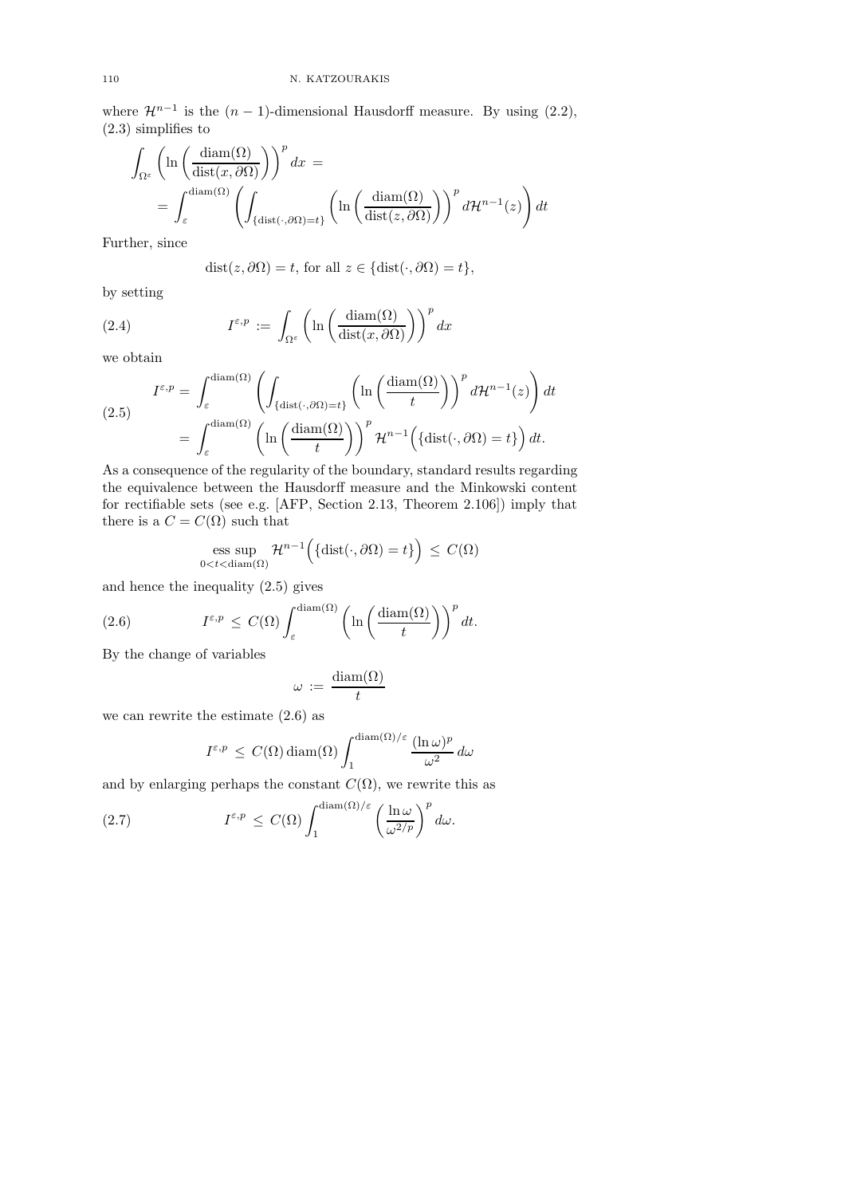where $\mathcal{H}^{n-1}$ is the $(n-1)$-dimensional Hausdorff measure. By using (2.2), (2.3) simplifies to

$$\int_{\Omega^\varepsilon} \left( \ln \left( \frac{\operatorname{diam}(\Omega)}{\operatorname{dist}(x, \partial\Omega)} \right) \right)^p dx \; = \; = \int_\varepsilon^{\operatorname{diam}(\Omega)} \left( \int_{\{\operatorname{dist}(\cdot,\partial\Omega)=t\}} \left( \ln \left( \frac{\operatorname{diam}(\Omega)}{\operatorname{dist}(z, \partial\Omega)} \right) \right)^p d\mathcal{H}^{n-1}(z) \right) dt$$

Further, since

$$\operatorname{dist}(z, \partial\Omega) = t, \text{ for all } z \in \{\operatorname{dist}(\cdot, \partial\Omega) = t\},$$

by setting

$$I^{\varepsilon,p} \; := \; \int_{\Omega^\varepsilon} \left( \ln \left( \frac{\operatorname{diam}(\Omega)}{\operatorname{dist}(x, \partial\Omega)} \right) \right)^p dx \tag{2.4}$$

we obtain

$$\begin{aligned} I^{\varepsilon,p} &= \int_\varepsilon^{\operatorname{diam}(\Omega)} \left( \int_{\{\operatorname{dist}(\cdot,\partial\Omega)=t\}} \left( \ln \left( \frac{\operatorname{diam}(\Omega)}{t} \right) \right)^p d\mathcal{H}^{n-1}(z) \right) dt \\ &= \int_\varepsilon^{\operatorname{diam}(\Omega)} \left( \ln \left( \frac{\operatorname{diam}(\Omega)}{t} \right) \right)^p \mathcal{H}^{n-1}\Big( \{\operatorname{dist}(\cdot, \partial\Omega) = t\} \Big) \, dt. \end{aligned} \tag{2.5}$$

As a consequence of the regularity of the boundary, standard results regarding the equivalence between the Hausdorff measure and the Minkowski content for rectifiable sets (see e.g. [AFP, Section 2.13, Theorem 2.106]) imply that there is a $C = C(\Omega)$ such that

$$\operatorname*{ess\,sup}_{0<t<\operatorname{diam}(\Omega)} \mathcal{H}^{n-1}\Big( \{\operatorname{dist}(\cdot, \partial\Omega) = t\} \Big) \; \leq \; C(\Omega)$$

and hence the inequality (2.5) gives

$$I^{\varepsilon,p} \; \leq \; C(\Omega) \int_\varepsilon^{\operatorname{diam}(\Omega)} \left( \ln \left( \frac{\operatorname{diam}(\Omega)}{t} \right) \right)^p dt. \tag{2.6}$$

By the change of variables

$$\omega \; := \; \frac{\operatorname{diam}(\Omega)}{t}$$

we can rewrite the estimate (2.6) as

$$I^{\varepsilon,p} \; \leq \; C(\Omega) \operatorname{diam}(\Omega) \int_1^{\operatorname{diam}(\Omega)/\varepsilon} \frac{(\ln \omega)^p}{\omega^2} \, d\omega$$

and by enlarging perhaps the constant $C(\Omega)$, we rewrite this as

$$I^{\varepsilon,p} \; \leq \; C(\Omega) \int_1^{\operatorname{diam}(\Omega)/\varepsilon} \left( \frac{\ln \omega}{\omega^{2/p}} \right)^p d\omega. \tag{2.7}$$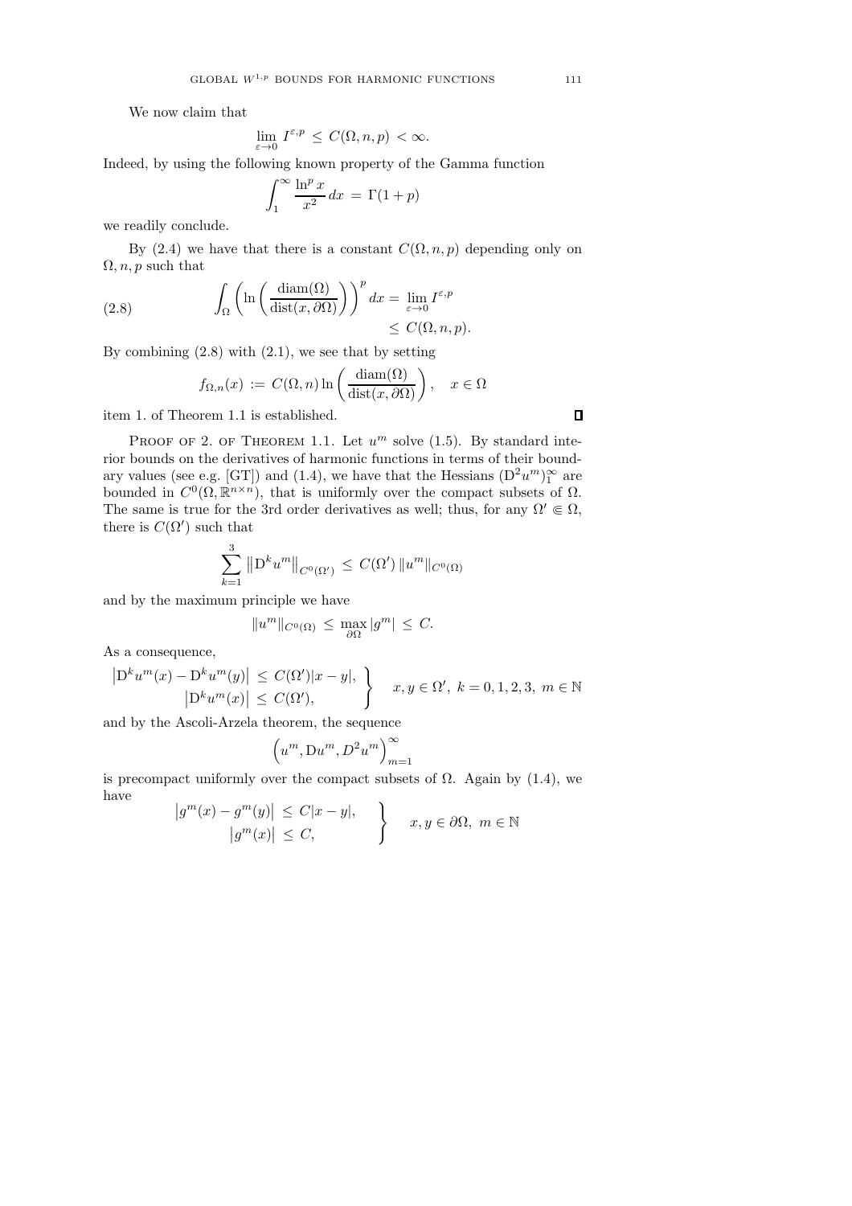We now claim that

$$\lim_{\varepsilon\to 0} I^{\varepsilon,p} \,\leq\, C(\Omega,n,p) \,<\infty.$$

Indeed, by using the following known property of the Gamma function

$$\int_1^\infty \frac{\ln^p x}{x^2}\,dx \,=\, \Gamma(1+p)$$

we readily conclude.

By (2.4) we have that there is a constant $C(\Omega,n,p)$ depending only on $\Omega,n,p$ such that

$$\int_\Omega \left(\ln\left(\frac{\mathrm{diam}(\Omega)}{\mathrm{dist}(x,\partial\Omega)}\right)\right)^p dx = \lim_{\varepsilon\to 0} I^{\varepsilon,p} \leq C(\Omega,n,p). \tag{2.8}$$

By combining (2.8) with (2.1), we see that by setting

$$f_{\Omega,n}(x) \,:=\, C(\Omega,n)\ln\left(\frac{\mathrm{diam}(\Omega)}{\mathrm{dist}(x,\partial\Omega)}\right), \quad x\in\Omega$$

item 1. of Theorem 1.1 is established. ∎

Proof of 2. of Theorem 1.1. Let $u^m$ solve (1.5). By standard interior bounds on the derivatives of harmonic functions in terms of their boundary values (see e.g. [GT]) and (1.4), we have that the Hessians $(\mathrm{D}^2u^m)_1^\infty$ are bounded in $C^0(\Omega,\mathbb{R}^{n\times n})$, that is uniformly over the compact subsets of $\Omega$. The same is true for the 3rd order derivatives as well; thus, for any $\Omega'\Subset\Omega$, there is $C(\Omega')$ such that

$$\sum_{k=1}^{3}\left\|\mathrm{D}^k u^m\right\|_{C^0(\Omega')} \,\leq\, C(\Omega')\left\|u^m\right\|_{C^0(\Omega)}$$

and by the maximum principle we have

$$\|u^m\|_{C^0(\Omega)} \,\leq\, \max_{\partial\Omega}|g^m| \,\leq\, C.$$

As a consequence,

$$\left.\begin{aligned} \left|\mathrm{D}^k u^m(x)-\mathrm{D}^k u^m(y)\right| \,&\leq\, C(\Omega')|x-y|,\\ \left|\mathrm{D}^k u^m(x)\right| \,&\leq\, C(\Omega'),\end{aligned}\right\} \quad x,y\in\Omega',\ k=0,1,2,3,\ m\in\mathbb{N}$$

and by the Ascoli-Arzela theorem, the sequence

$$\Big(u^m,\mathrm{D}u^m,D^2u^m\Big)_{m=1}^\infty$$

is precompact uniformly over the compact subsets of $\Omega$. Again by (1.4), we have

$$\left.\begin{aligned} \left|g^m(x)-g^m(y)\right| \,&\leq\, C|x-y|,\\ \left|g^m(x)\right| \,&\leq\, C,\end{aligned}\right\} \quad x,y\in\partial\Omega,\ m\in\mathbb{N}$$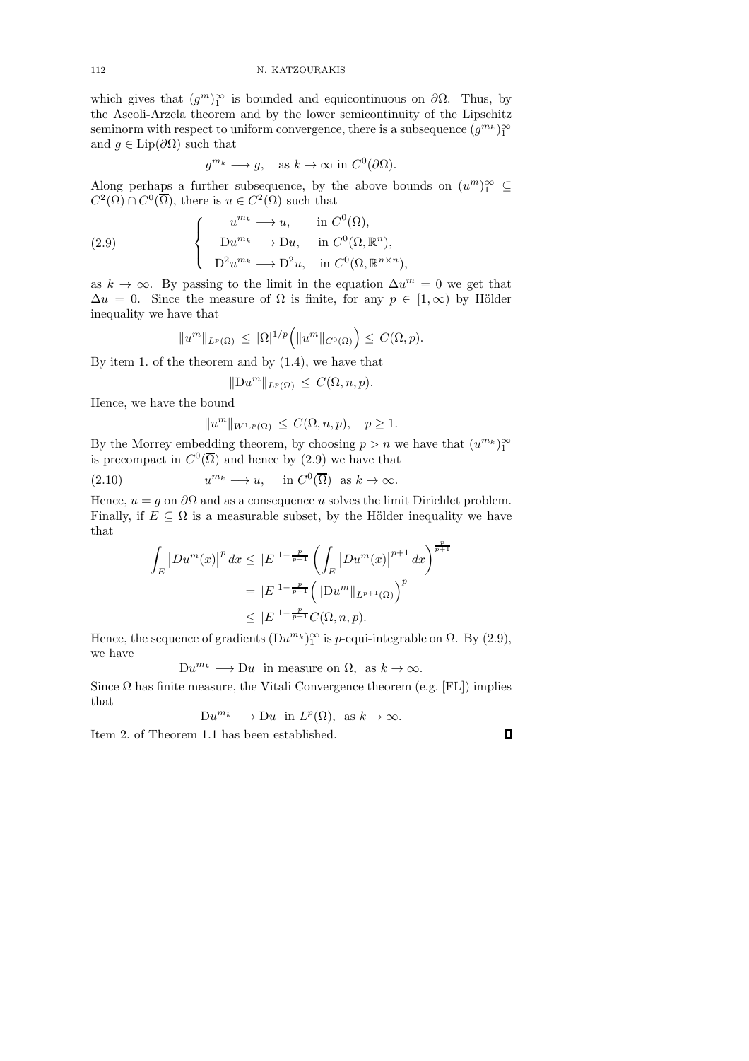which gives that $(g^m)_1^\infty$ is bounded and equicontinuous on $\partial\Omega$. Thus, by the Ascoli-Arzela theorem and by the lower semicontinuity of the Lipschitz seminorm with respect to uniform convergence, there is a subsequence $(g^{m_k})_1^\infty$ and $g \in \mathrm{Lip}(\partial\Omega)$ such that

$$g^{m_k} \longrightarrow g, \quad \text{as } k \to \infty \text{ in } C^0(\partial\Omega).$$

Along perhaps a further subsequence, by the above bounds on $(u^m)_1^\infty \subseteq C^2(\Omega) \cap C^0(\overline{\Omega})$, there is $u \in C^2(\Omega)$ such that

$$\left\{ \begin{array}{ll} u^{m_k} \longrightarrow u, & \text{in } C^0(\Omega), \\ \mathrm{D}u^{m_k} \longrightarrow \mathrm{D}u, & \text{in } C^0(\Omega, \mathbb{R}^n), \\ \mathrm{D}^2 u^{m_k} \longrightarrow \mathrm{D}^2 u, & \text{in } C^0(\Omega, \mathbb{R}^{n\times n}), \end{array} \right. \tag{2.9}$$

as $k \to \infty$. By passing to the limit in the equation $\Delta u^m = 0$ we get that $\Delta u = 0$. Since the measure of $\Omega$ is finite, for any $p \in [1, \infty)$ by Hölder inequality we have that

$$\|u^m\|_{L^p(\Omega)} \leq |\Omega|^{1/p}\Big(\|u^m\|_{C^0(\Omega)}\Big) \leq C(\Omega, p).$$

By item 1. of the theorem and by (1.4), we have that

$$\|\mathrm{D}u^m\|_{L^p(\Omega)} \leq C(\Omega, n, p).$$

Hence, we have the bound

$$\|u^m\|_{W^{1,p}(\Omega)} \leq C(\Omega, n, p), \quad p \geq 1.$$

By the Morrey embedding theorem, by choosing $p > n$ we have that $(u^{m_k})_1^\infty$ is precompact in $C^0(\overline{\Omega})$ and hence by (2.9) we have that

$$u^{m_k} \longrightarrow u, \quad \text{in } C^0(\overline{\Omega}) \text{ as } k \to \infty. \tag{2.10}$$

Hence, $u = g$ on $\partial\Omega$ and as a consequence $u$ solves the limit Dirichlet problem. Finally, if $E \subseteq \Omega$ is a measurable subset, by the Hölder inequality we have that

$$\begin{aligned} \int_E \big|Du^m(x)\big|^p\,dx &\leq |E|^{1-\frac{p}{p+1}} \left(\int_E \big|Du^m(x)\big|^{p+1}\,dx\right)^{\frac{p}{p+1}} \\ &= |E|^{1-\frac{p}{p+1}}\Big(\|\mathrm{D}u^m\|_{L^{p+1}(\Omega)}\Big)^p \\ &\leq |E|^{1-\frac{p}{p+1}} C(\Omega, n, p). \end{aligned}$$

Hence, the sequence of gradients $(\mathrm{D}u^{m_k})_1^\infty$ is $p$-equi-integrable on $\Omega$. By (2.9), we have

$$\mathrm{D}u^{m_k} \longrightarrow \mathrm{D}u \text{ in measure on } \Omega, \text{ as } k \to \infty.$$

Since $\Omega$ has finite measure, the Vitali Convergence theorem (e.g. [FL]) implies that

$$\mathrm{D}u^{m_k} \longrightarrow \mathrm{D}u \text{ in } L^p(\Omega), \text{ as } k \to \infty.$$

Item 2. of Theorem 1.1 has been established. ∎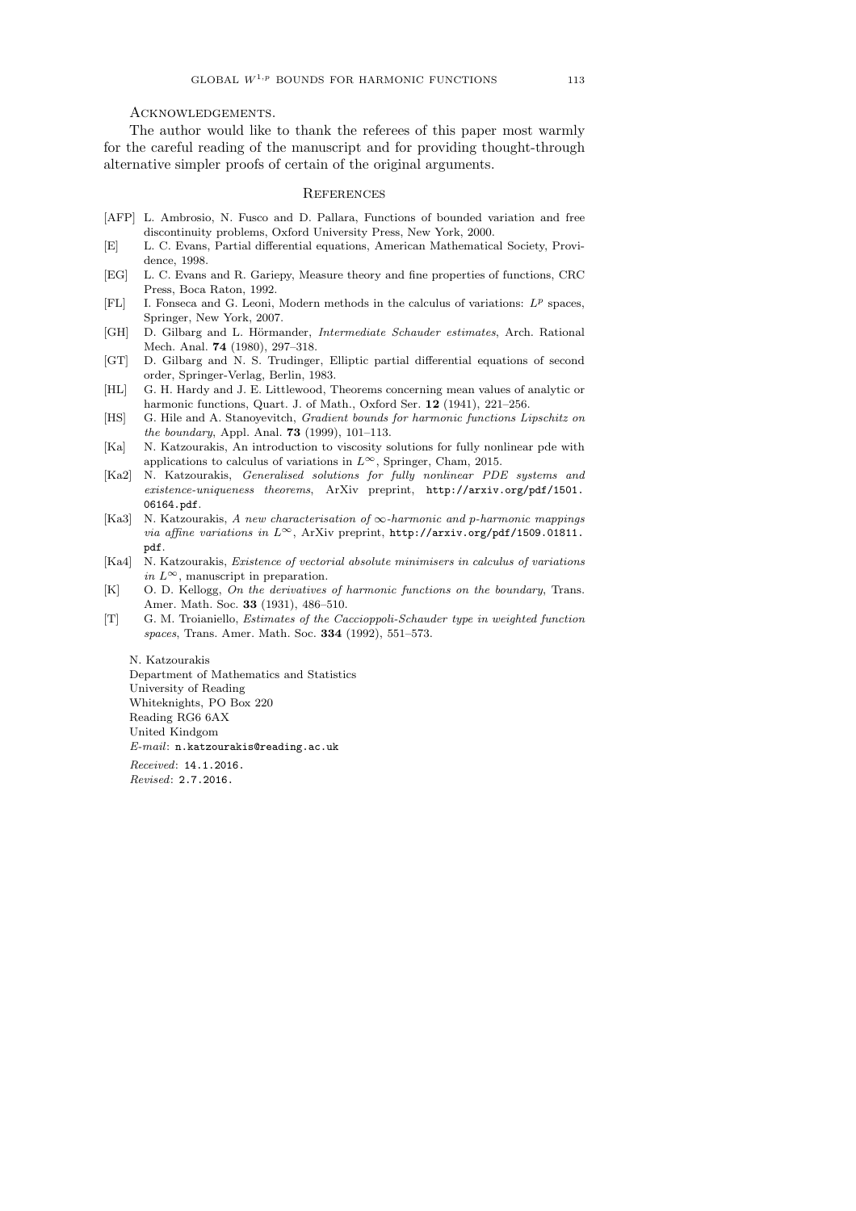Acknowledgements.

The author would like to thank the referees of this paper most warmly for the careful reading of the manuscript and for providing thought-through alternative simpler proofs of certain of the original arguments.

## References

- [AFP] L. Ambrosio, N. Fusco and D. Pallara, Functions of bounded variation and free discontinuity problems, Oxford University Press, New York, 2000.
- [E] L. C. Evans, Partial differential equations, American Mathematical Society, Providence, 1998.
- [EG] L. C. Evans and R. Gariepy, Measure theory and fine properties of functions, CRC Press, Boca Raton, 1992.
- [FL] I. Fonseca and G. Leoni, Modern methods in the calculus of variations: $L^p$ spaces, Springer, New York, 2007.
- [GH] D. Gilbarg and L. Hörmander, *Intermediate Schauder estimates*, Arch. Rational Mech. Anal. **74** (1980), 297–318.
- [GT] D. Gilbarg and N. S. Trudinger, Elliptic partial differential equations of second order, Springer-Verlag, Berlin, 1983.
- [HL] G. H. Hardy and J. E. Littlewood, Theorems concerning mean values of analytic or harmonic functions, Quart. J. of Math., Oxford Ser. **12** (1941), 221–256.
- [HS] G. Hile and A. Stanoyevitch, *Gradient bounds for harmonic functions Lipschitz on the boundary*, Appl. Anal. **73** (1999), 101–113.
- [Ka] N. Katzourakis, An introduction to viscosity solutions for fully nonlinear pde with applications to calculus of variations in $L^\infty$, Springer, Cham, 2015.
- [Ka2] N. Katzourakis, *Generalised solutions for fully nonlinear PDE systems and existence-uniqueness theorems*, ArXiv preprint, http://arxiv.org/pdf/1501.06164.pdf.
- [Ka3] N. Katzourakis, *A new characterisation of $\infty$-harmonic and p-harmonic mappings via affine variations in $L^\infty$*, ArXiv preprint, http://arxiv.org/pdf/1509.01811.pdf.
- [Ka4] N. Katzourakis, *Existence of vectorial absolute minimisers in calculus of variations in $L^\infty$*, manuscript in preparation.
- [K] O. D. Kellogg, *On the derivatives of harmonic functions on the boundary*, Trans. Amer. Math. Soc. **33** (1931), 486–510.
- [T] G. M. Troianiello, *Estimates of the Caccioppoli-Schauder type in weighted function spaces*, Trans. Amer. Math. Soc. **334** (1992), 551–573.

N. Katzourakis
Department of Mathematics and Statistics
University of Reading
Whiteknights, PO Box 220
Reading RG6 6AX
United Kindgom
*E-mail*: n.katzourakis@reading.ac.uk

*Received*: 14.1.2016.
*Revised*: 2.7.2016.